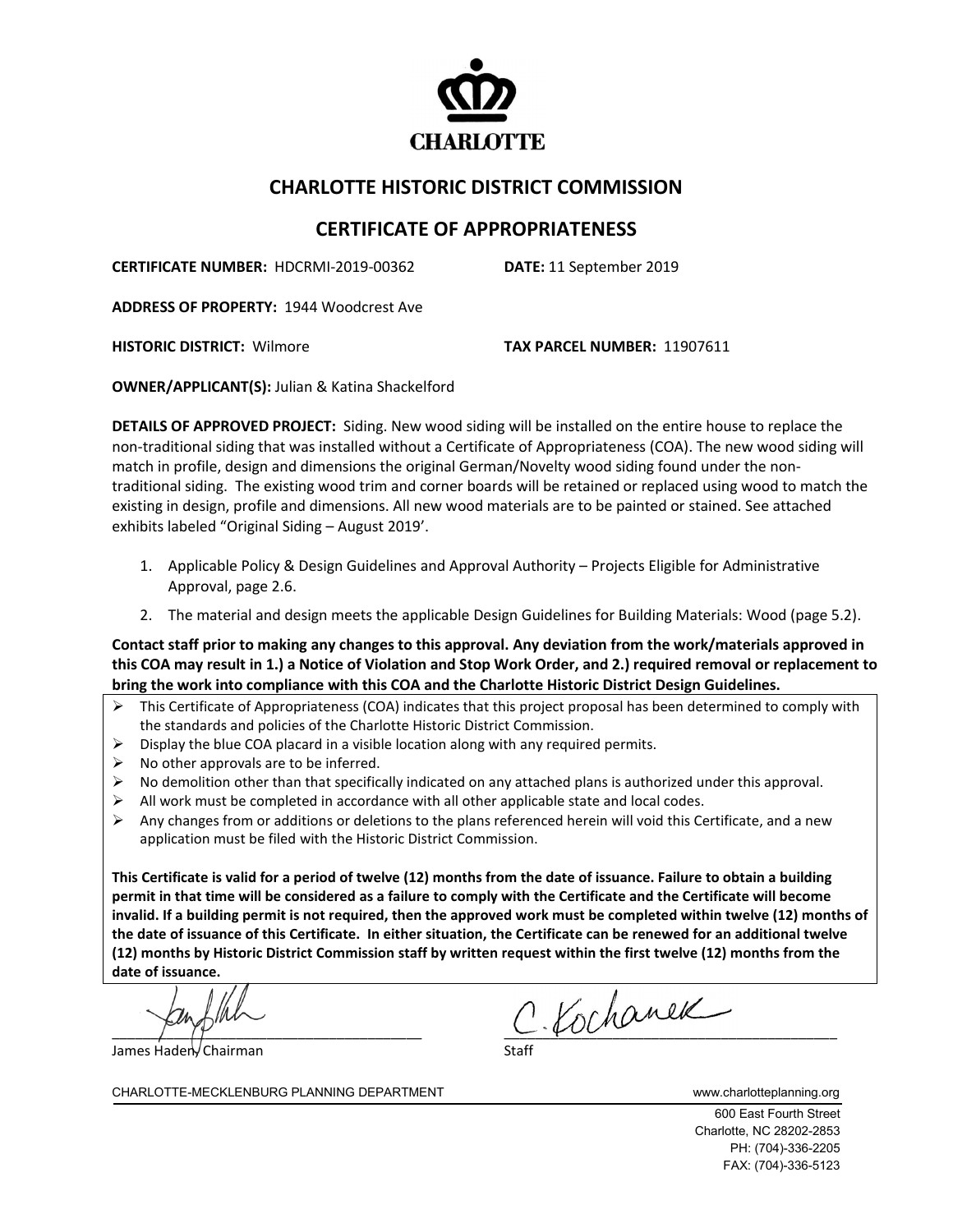CHARLOTTE

## CHARLOTTE HISTORIC DISTRICT COMMISSION

## CERTIFICATE OF APPROPRIATENESS

**CERTIFICATE NUMBER:** HDCRMI-2019-00362 **DATE:** 11 September 2019

**ADDRESS OF PROPERTY:** 1944 Woodcrest Ave

**HISTORIC DISTRICT:** Wilmore **TAX PARCEL NUMBER:** 11907611

**OWNER/APPLICANT(S):** Julian & Katina Shackelford

**DETAILS OF APPROVED PROJECT:** Siding. New wood siding will be installed on the entire house to replace the non-traditional siding that was installed without a Certificate of Appropriateness (COA). The new wood siding will match in profile, design and dimensions the original German/Novelty wood siding found under the non-traditional siding. The existing wood trim and corner boards will be retained or replaced using wood to match the existing in design, profile and dimensions. All new wood materials are to be painted or stained. See attached exhibits labeled "Original Siding – August 2019'.

1. Applicable Policy & Design Guidelines and Approval Authority – Projects Eligible for Administrative Approval, page 2.6.
2. The material and design meets the applicable Design Guidelines for Building Materials: Wood (page 5.2).

**Contact staff prior to making any changes to this approval. Any deviation from the work/materials approved in this COA may result in 1.) a Notice of Violation and Stop Work Order, and 2.) required removal or replacement to bring the work into compliance with this COA and the Charlotte Historic District Design Guidelines.**

- This Certificate of Appropriateness (COA) indicates that this project proposal has been determined to comply with the standards and policies of the Charlotte Historic District Commission.
- Display the blue COA placard in a visible location along with any required permits.
- No other approvals are to be inferred.
- No demolition other than that specifically indicated on any attached plans is authorized under this approval.
- All work must be completed in accordance with all other applicable state and local codes.
- Any changes from or additions or deletions to the plans referenced herein will void this Certificate, and a new application must be filed with the Historic District Commission.

**This Certificate is valid for a period of twelve (12) months from the date of issuance. Failure to obtain a building permit in that time will be considered as a failure to comply with the Certificate and the Certificate will become invalid. If a building permit is not required, then the approved work must be completed within twelve (12) months of the date of issuance of this Certificate. In either situation, the Certificate can be renewed for an additional twelve (12) months by Historic District Commission staff by written request within the first twelve (12) months from the date of issuance.**

James Haden, Chairman

C. Kochanek
Staff

CHARLOTTE-MECKLENBURG PLANNING DEPARTMENT www.charlotteplanning.org

600 East Fourth Street
Charlotte, NC 28202-2853
PH: (704)-336-2205
FAX: (704)-336-5123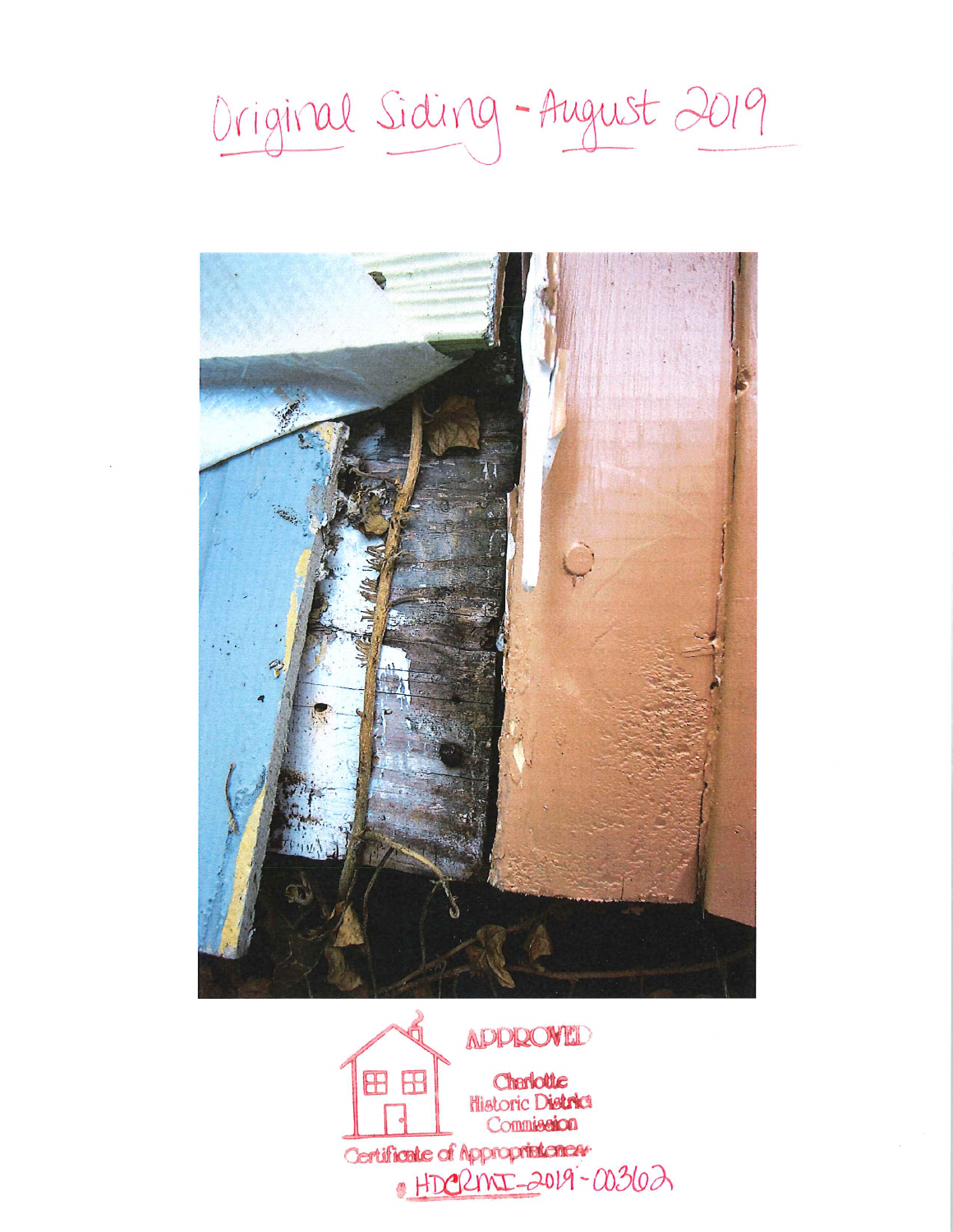Original Siding - August 2019

APPROVED

Charlotte Historic District Commission

Certificate of Appropriateness

HDCRMI-2019-00362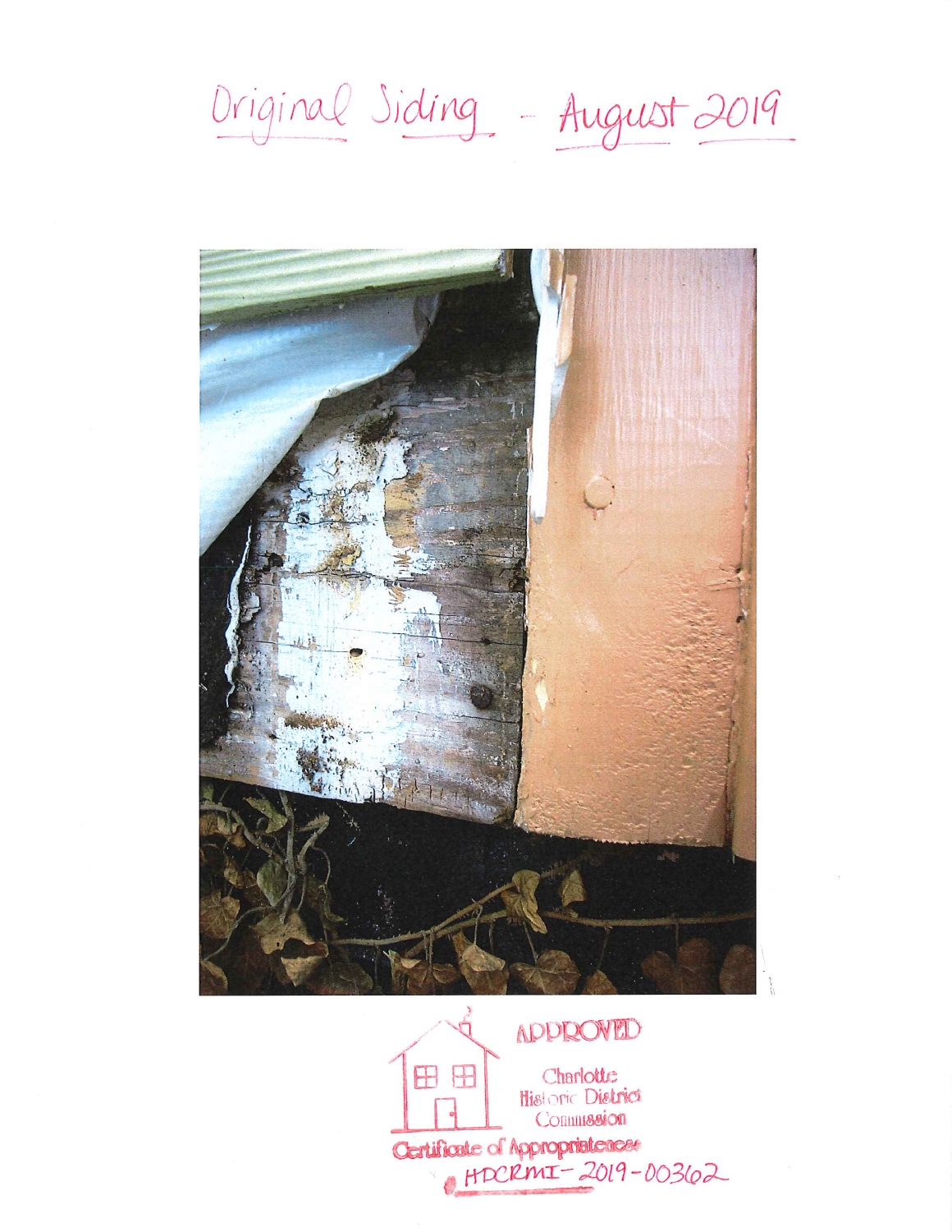Original Siding - August 2019

APPROVED

Charlotte
Historic District
Commission

Certificate of Appropriateness

HDCRMI-2019-00362